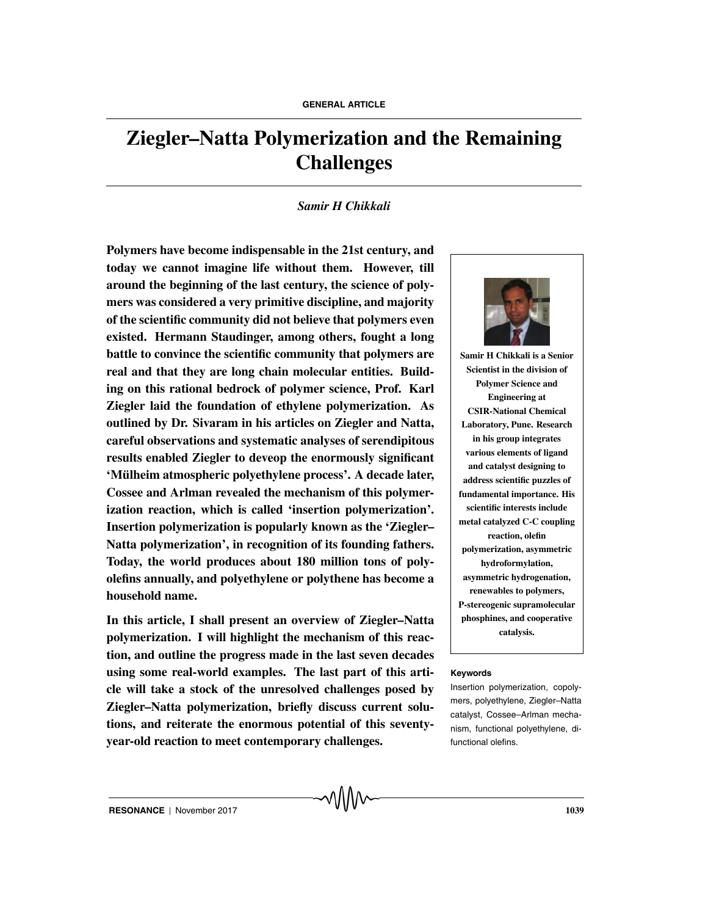GENERAL ARTICLE

# Ziegler–Natta Polymerization and the Remaining Challenges

*Samir H Chikkali*

**Polymers have become indispensable in the 21st century, and today we cannot imagine life without them. However, till around the beginning of the last century, the science of polymers was considered a very primitive discipline, and majority of the scientific community did not believe that polymers even existed. Hermann Staudinger, among others, fought a long battle to convince the scientific community that polymers are real and that they are long chain molecular entities. Building on this rational bedrock of polymer science, Prof. Karl Ziegler laid the foundation of ethylene polymerization. As outlined by Dr. Sivaram in his articles on Ziegler and Natta, careful observations and systematic analyses of serendipitous results enabled Ziegler to deveop the enormously significant 'Mülheim atmospheric polyethylene process'. A decade later, Cossee and Arlman revealed the mechanism of this polymerization reaction, which is called 'insertion polymerization'. Insertion polymerization is popularly known as the 'Ziegler–Natta polymerization', in recognition of its founding fathers. Today, the world produces about 180 million tons of polyolefins annually, and polyethylene or polythene has become a household name.**

**In this article, I shall present an overview of Ziegler–Natta polymerization. I will highlight the mechanism of this reaction, and outline the progress made in the last seven decades using some real-world examples. The last part of this article will take a stock of the unresolved challenges posed by Ziegler–Natta polymerization, briefly discuss current solutions, and reiterate the enormous potential of this seventy-year-old reaction to meet contemporary challenges.**

**Samir H Chikkali is a Senior Scientist in the division of Polymer Science and Engineering at CSIR-National Chemical Laboratory, Pune. Research in his group integrates various elements of ligand and catalyst designing to address scientific puzzles of fundamental importance. His scientific interests include metal catalyzed C-C coupling reaction, olefin polymerization, asymmetric hydroformylation, asymmetric hydrogenation, renewables to polymers, P-stereogenic supramolecular phosphines, and cooperative catalysis.**

**Keywords**

Insertion polymerization, copolymers, polyethylene, Ziegler–Natta catalyst, Cossee–Arlman mechanism, functional polyethylene, difunctional olefins.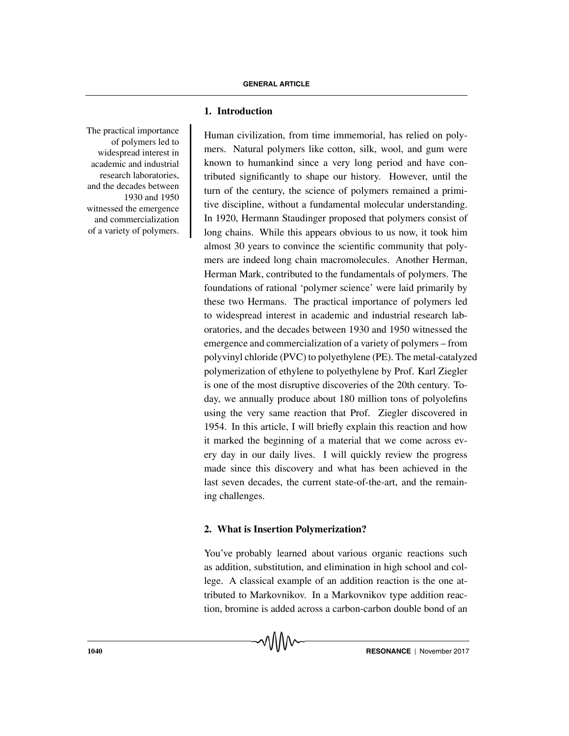## 1. Introduction

The practical importance of polymers led to widespread interest in academic and industrial research laboratories, and the decades between 1930 and 1950 witnessed the emergence and commercialization of a variety of polymers.

Human civilization, from time immemorial, has relied on polymers. Natural polymers like cotton, silk, wool, and gum were known to humankind since a very long period and have contributed significantly to shape our history. However, until the turn of the century, the science of polymers remained a primitive discipline, without a fundamental molecular understanding. In 1920, Hermann Staudinger proposed that polymers consist of long chains. While this appears obvious to us now, it took him almost 30 years to convince the scientific community that polymers are indeed long chain macromolecules. Another Herman, Herman Mark, contributed to the fundamentals of polymers. The foundations of rational 'polymer science' were laid primarily by these two Hermans. The practical importance of polymers led to widespread interest in academic and industrial research laboratories, and the decades between 1930 and 1950 witnessed the emergence and commercialization of a variety of polymers – from polyvinyl chloride (PVC) to polyethylene (PE). The metal-catalyzed polymerization of ethylene to polyethylene by Prof. Karl Ziegler is one of the most disruptive discoveries of the 20th century. Today, we annually produce about 180 million tons of polyolefins using the very same reaction that Prof. Ziegler discovered in 1954. In this article, I will briefly explain this reaction and how it marked the beginning of a material that we come across every day in our daily lives. I will quickly review the progress made since this discovery and what has been achieved in the last seven decades, the current state-of-the-art, and the remaining challenges.

## 2. What is Insertion Polymerization?

You've probably learned about various organic reactions such as addition, substitution, and elimination in high school and college. A classical example of an addition reaction is the one attributed to Markovnikov. In a Markovnikov type addition reaction, bromine is added across a carbon-carbon double bond of an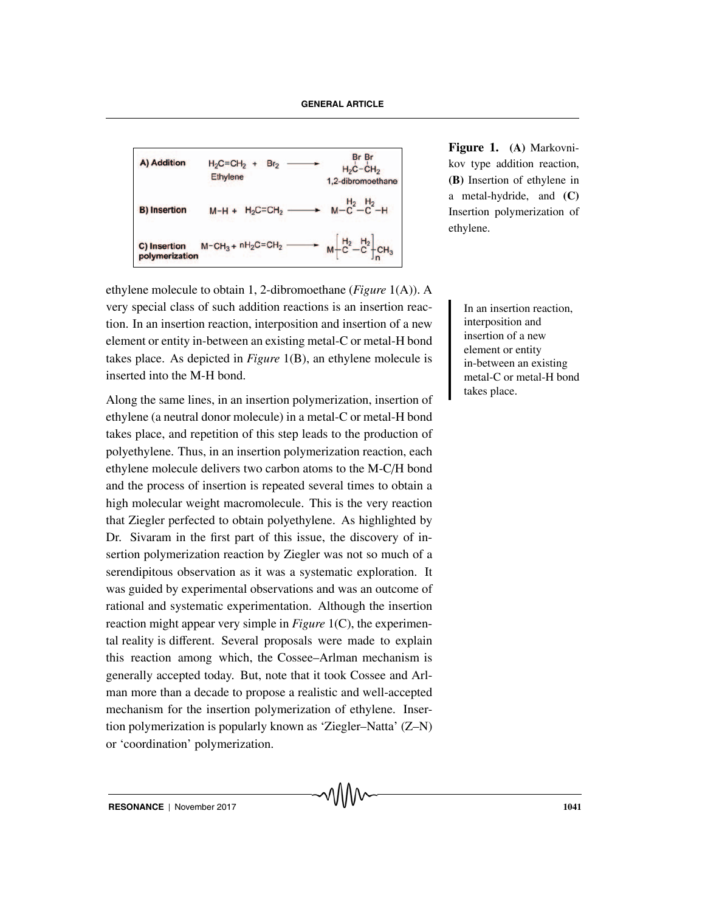A) Addition: $H_2C{=}CH_2 + Br_2 \longrightarrow H_2C(Br){-}CH_2(Br)$ (Ethylene → 1,2-dibromoethane)

B) Insertion: $M{-}H + H_2C{=}CH_2 \longrightarrow M{-}CH_2{-}CH_2{-}H$

C) Insertion polymerization: $M{-}CH_3 + nH_2C{=}CH_2 \longrightarrow M{-}[CH_2{-}CH_2]_n{-}CH_3$

**Figure 1.** **(A)** Markovnikov type addition reaction, **(B)** Insertion of ethylene in a metal-hydride, and **(C)** Insertion polymerization of ethylene.

ethylene molecule to obtain 1, 2-dibromoethane (*Figure* 1(A)). A very special class of such addition reactions is an insertion reaction. In an insertion reaction, interposition and insertion of a new element or entity in-between an existing metal-C or metal-H bond takes place. As depicted in *Figure* 1(B), an ethylene molecule is inserted into the M-H bond.

> In an insertion reaction, interposition and insertion of a new element or entity in-between an existing metal-C or metal-H bond takes place.

Along the same lines, in an insertion polymerization, insertion of ethylene (a neutral donor molecule) in a metal-C or metal-H bond takes place, and repetition of this step leads to the production of polyethylene. Thus, in an insertion polymerization reaction, each ethylene molecule delivers two carbon atoms to the M-C/H bond and the process of insertion is repeated several times to obtain a high molecular weight macromolecule. This is the very reaction that Ziegler perfected to obtain polyethylene. As highlighted by Dr. Sivaram in the first part of this issue, the discovery of insertion polymerization reaction by Ziegler was not so much of a serendipitous observation as it was a systematic exploration. It was guided by experimental observations and was an outcome of rational and systematic experimentation. Although the insertion reaction might appear very simple in *Figure* 1(C), the experimental reality is different. Several proposals were made to explain this reaction among which, the Cossee–Arlman mechanism is generally accepted today. But, note that it took Cossee and Arlman more than a decade to propose a realistic and well-accepted mechanism for the insertion polymerization of ethylene. Insertion polymerization is popularly known as 'Ziegler–Natta' (Z–N) or 'coordination' polymerization.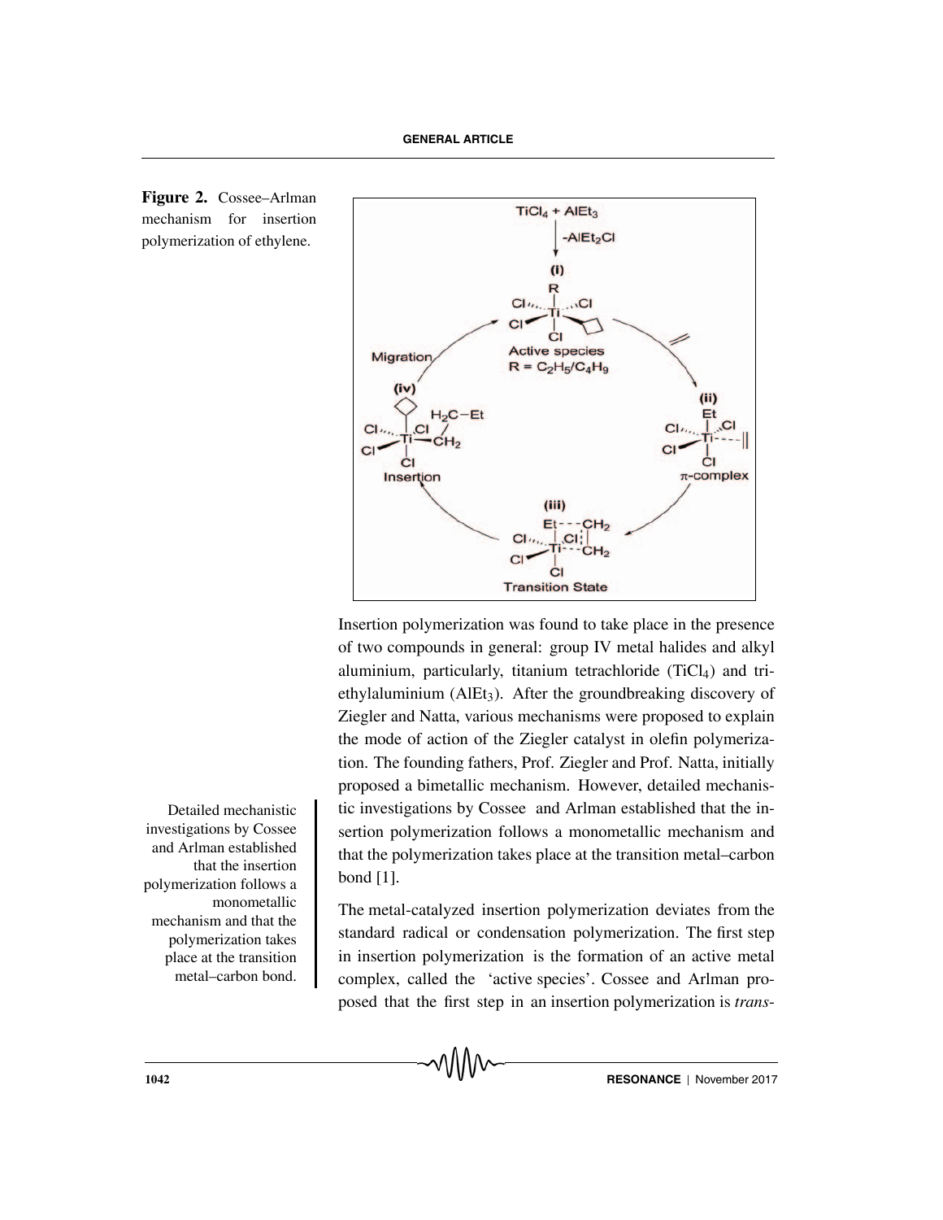**Figure 2.** Cossee–Arlman mechanism for insertion polymerization of ethylene.

Insertion polymerization was found to take place in the presence of two compounds in general: group IV metal halides and alkyl aluminium, particularly, titanium tetrachloride ($TiCl_4$) and triethylaluminium ($AlEt_3$). After the groundbreaking discovery of Ziegler and Natta, various mechanisms were proposed to explain the mode of action of the Ziegler catalyst in olefin polymerization. The founding fathers, Prof. Ziegler and Prof. Natta, initially proposed a bimetallic mechanism. However, detailed mechanistic investigations by Cossee and Arlman established that the insertion polymerization follows a monometallic mechanism and that the polymerization takes place at the transition metal–carbon bond [1].

Detailed mechanistic investigations by Cossee and Arlman established that the insertion polymerization follows a monometallic mechanism and that the polymerization takes place at the transition metal–carbon bond.

The metal-catalyzed insertion polymerization deviates from the standard radical or condensation polymerization. The first step in insertion polymerization is the formation of an active metal complex, called the 'active species'. Cossee and Arlman proposed that the first step in an insertion polymerization is *trans-*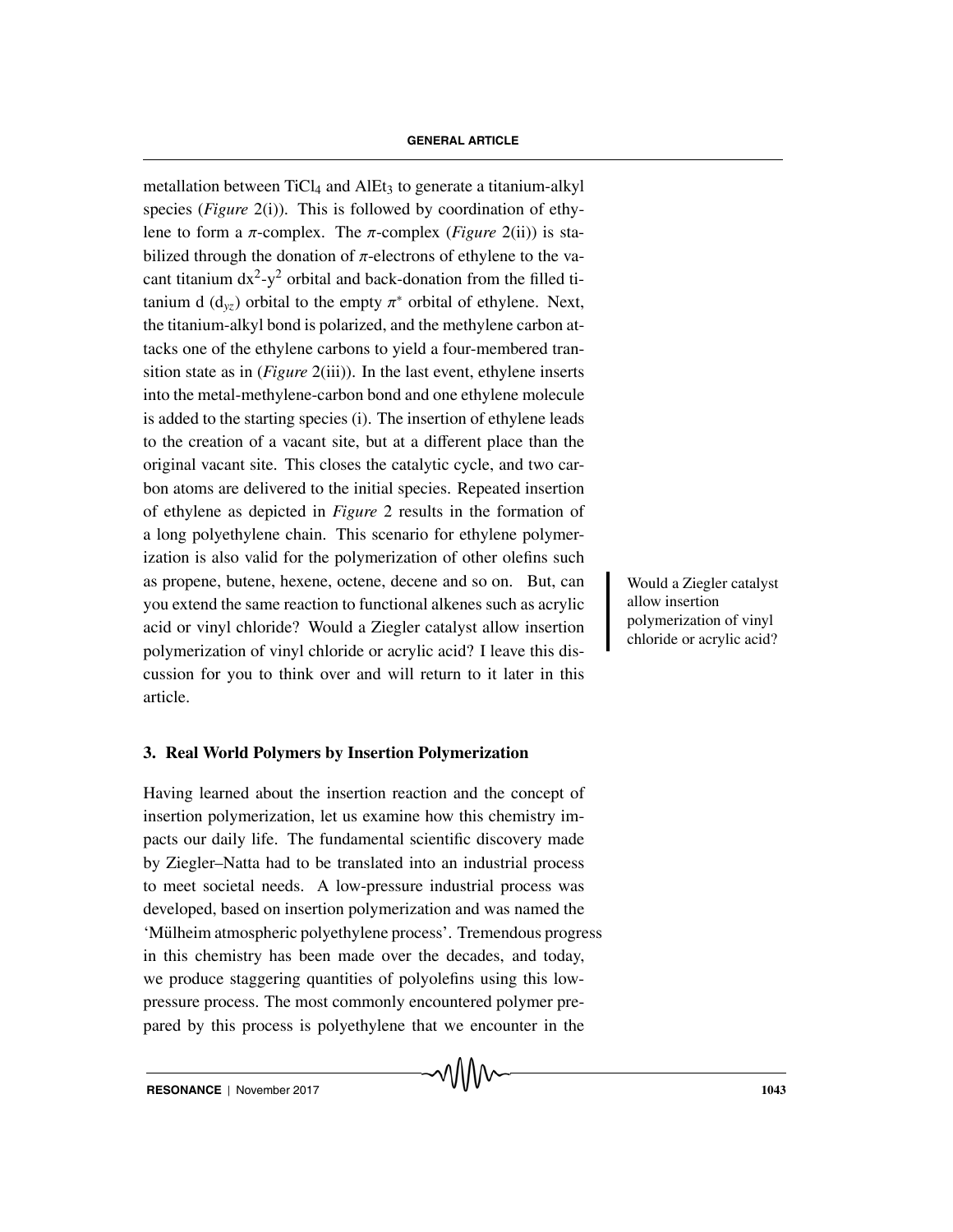metallation between $TiCl_4$ and $AlEt_3$ to generate a titanium-alkyl species (*Figure* 2(i)). This is followed by coordination of ethylene to form a $\pi$-complex. The $\pi$-complex (*Figure* 2(ii)) is stabilized through the donation of $\pi$-electrons of ethylene to the vacant titanium $dx^2$-$y^2$ orbital and back-donation from the filled titanium d ($d_{yz}$) orbital to the empty $\pi^*$ orbital of ethylene. Next, the titanium-alkyl bond is polarized, and the methylene carbon attacks one of the ethylene carbons to yield a four-membered transition state as in (*Figure* 2(iii)). In the last event, ethylene inserts into the metal-methylene-carbon bond and one ethylene molecule is added to the starting species (i). The insertion of ethylene leads to the creation of a vacant site, but at a different place than the original vacant site. This closes the catalytic cycle, and two carbon atoms are delivered to the initial species. Repeated insertion of ethylene as depicted in *Figure* 2 results in the formation of a long polyethylene chain. This scenario for ethylene polymerization is also valid for the polymerization of other olefins such as propene, butene, hexene, octene, decene and so on. But, can you extend the same reaction to functional alkenes such as acrylic acid or vinyl chloride? Would a Ziegler catalyst allow insertion polymerization of vinyl chloride or acrylic acid? I leave this discussion for you to think over and will return to it later in this article.

Would a Ziegler catalyst allow insertion polymerization of vinyl chloride or acrylic acid?

## 3. Real World Polymers by Insertion Polymerization

Having learned about the insertion reaction and the concept of insertion polymerization, let us examine how this chemistry impacts our daily life. The fundamental scientific discovery made by Ziegler–Natta had to be translated into an industrial process to meet societal needs. A low-pressure industrial process was developed, based on insertion polymerization and was named the 'Mülheim atmospheric polyethylene process'. Tremendous progress in this chemistry has been made over the decades, and today, we produce staggering quantities of polyolefins using this low-pressure process. The most commonly encountered polymer prepared by this process is polyethylene that we encounter in the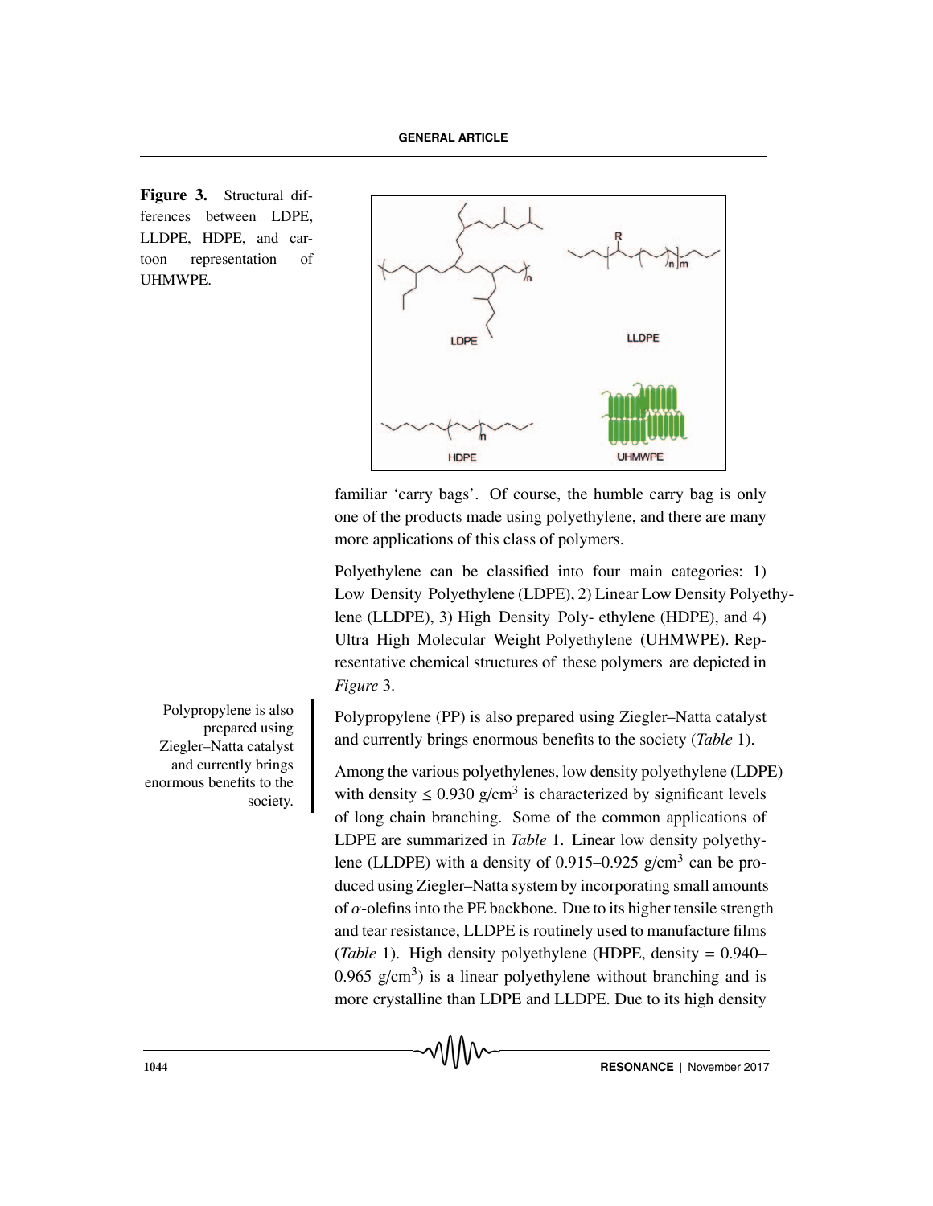**Figure 3.** Structural differences between LDPE, LLDPE, HDPE, and cartoon representation of UHMWPE.

familiar 'carry bags'. Of course, the humble carry bag is only one of the products made using polyethylene, and there are many more applications of this class of polymers.

Polyethylene can be classified into four main categories: 1) Low Density Polyethylene (LDPE), 2) Linear Low Density Polyethylene (LLDPE), 3) High Density Poly- ethylene (HDPE), and 4) Ultra High Molecular Weight Polyethylene (UHMWPE). Representative chemical structures of these polymers are depicted in *Figure* 3.

Polypropylene (PP) is also prepared using Ziegler–Natta catalyst and currently brings enormous benefits to the society (*Table* 1).

Among the various polyethylenes, low density polyethylene (LDPE) with density $\leq 0.930$ g/cm$^3$ is characterized by significant levels of long chain branching. Some of the common applications of LDPE are summarized in *Table* 1. Linear low density polyethylene (LLDPE) with a density of 0.915–0.925 g/cm$^3$ can be produced using Ziegler–Natta system by incorporating small amounts of $\alpha$-olefins into the PE backbone. Due to its higher tensile strength and tear resistance, LLDPE is routinely used to manufacture films (*Table* 1). High density polyethylene (HDPE, density = 0.940–0.965 g/cm$^3$) is a linear polyethylene without branching and is more crystalline than LDPE and LLDPE. Due to its high density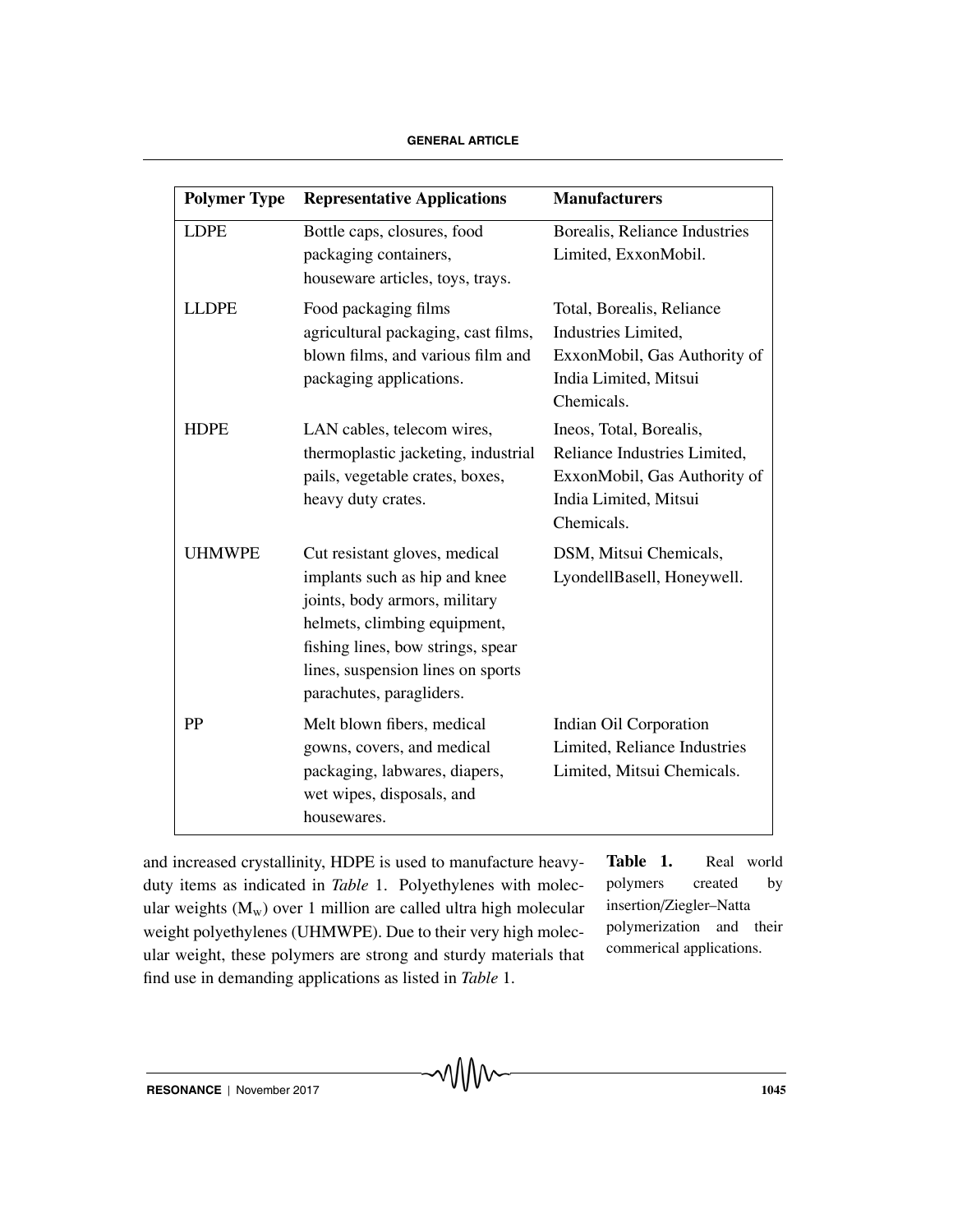| Polymer Type | Representative Applications | Manufacturers |
|---|---|---|
| LDPE | Bottle caps, closures, food packaging containers, houseware articles, toys, trays. | Borealis, Reliance Industries Limited, ExxonMobil. |
| LLDPE | Food packaging films agricultural packaging, cast films, blown films, and various film and packaging applications. | Total, Borealis, Reliance Industries Limited, ExxonMobil, Gas Authority of India Limited, Mitsui Chemicals. |
| HDPE | LAN cables, telecom wires, thermoplastic jacketing, industrial pails, vegetable crates, boxes, heavy duty crates. | Ineos, Total, Borealis, Reliance Industries Limited, ExxonMobil, Gas Authority of India Limited, Mitsui Chemicals. |
| UHMWPE | Cut resistant gloves, medical implants such as hip and knee joints, body armors, military helmets, climbing equipment, fishing lines, bow strings, spear lines, suspension lines on sports parachutes, paragliders. | DSM, Mitsui Chemicals, LyondellBasell, Honeywell. |
| PP | Melt blown fibers, medical gowns, covers, and medical packaging, labwares, diapers, wet wipes, disposals, and housewares. | Indian Oil Corporation Limited, Reliance Industries Limited, Mitsui Chemicals. |

**Table 1.** Real world polymers created by insertion/Ziegler–Natta polymerization and their commerical applications.

and increased crystallinity, HDPE is used to manufacture heavy-duty items as indicated in *Table* 1. Polyethylenes with molecular weights ($M_w$) over 1 million are called ultra high molecular weight polyethylenes (UHMWPE). Due to their very high molecular weight, these polymers are strong and sturdy materials that find use in demanding applications as listed in *Table* 1.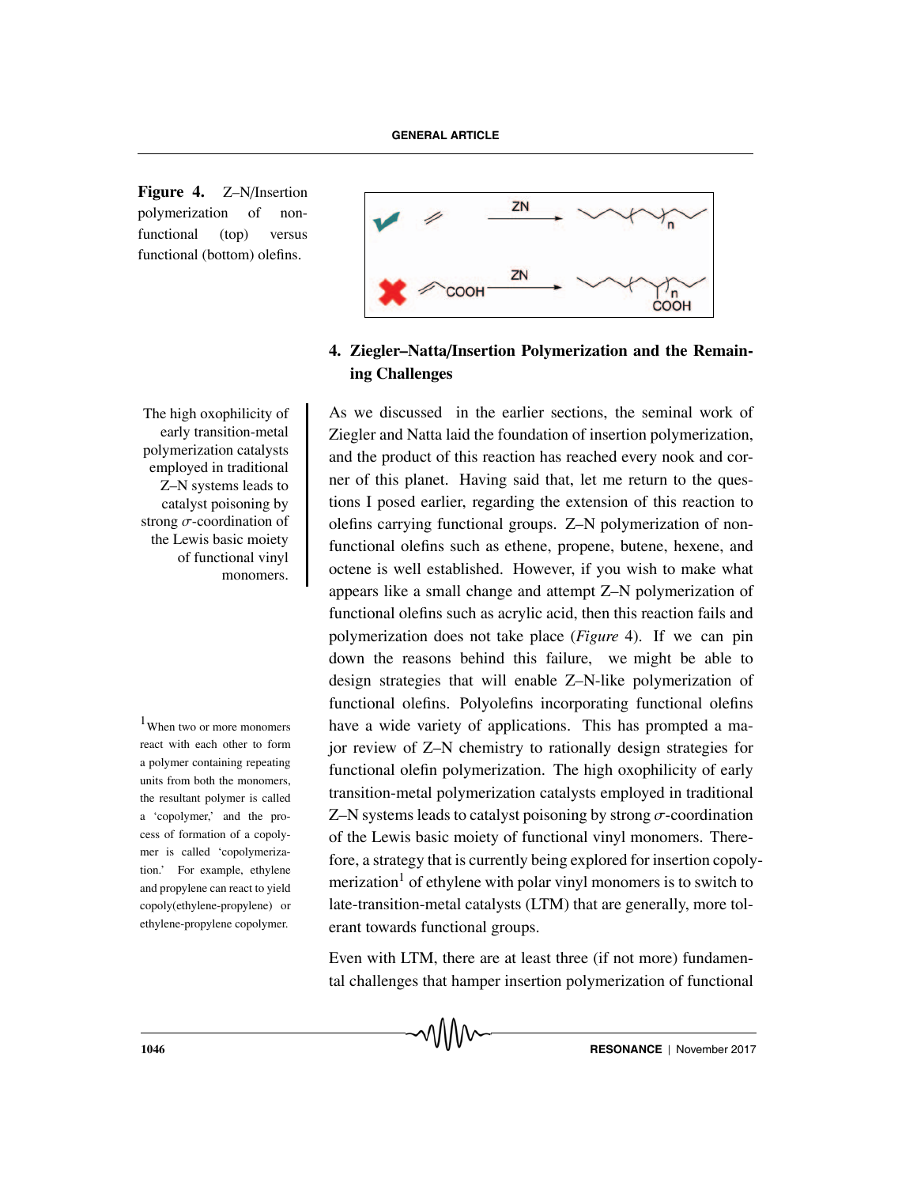**Figure 4.** Z–N/Insertion polymerization of non-functional (top) versus functional (bottom) olefins.

## 4. Ziegler–Natta/Insertion Polymerization and the Remaining Challenges

> The high oxophilicity of early transition-metal polymerization catalysts employed in traditional Z–N systems leads to catalyst poisoning by strong $\sigma$-coordination of the Lewis basic moiety of functional vinyl monomers.

As we discussed in the earlier sections, the seminal work of Ziegler and Natta laid the foundation of insertion polymerization, and the product of this reaction has reached every nook and corner of this planet. Having said that, let me return to the questions I posed earlier, regarding the extension of this reaction to olefins carrying functional groups. Z–N polymerization of non-functional olefins such as ethene, propene, butene, hexene, and octene is well established. However, if you wish to make what appears like a small change and attempt Z–N polymerization of functional olefins such as acrylic acid, then this reaction fails and polymerization does not take place (*Figure* 4). If we can pin down the reasons behind this failure, we might be able to design strategies that will enable Z–N-like polymerization of functional olefins. Polyolefins incorporating functional olefins have a wide variety of applications. This has prompted a major review of Z–N chemistry to rationally design strategies for functional olefin polymerization. The high oxophilicity of early transition-metal polymerization catalysts employed in traditional Z–N systems leads to catalyst poisoning by strong $\sigma$-coordination of the Lewis basic moiety of functional vinyl monomers. Therefore, a strategy that is currently being explored for insertion copolymerization[1] of ethylene with polar vinyl monomers is to switch to late-transition-metal catalysts (LTM) that are generally, more tolerant towards functional groups.

[1] When two or more monomers react with each other to form a polymer containing repeating units from both the monomers, the resultant polymer is called a 'copolymer,' and the process of formation of a copolymer is called 'copolymerization.' For example, ethylene and propylene can react to yield copoly(ethylene-propylene) or ethylene-propylene copolymer.

Even with LTM, there are at least three (if not more) fundamental challenges that hamper insertion polymerization of functional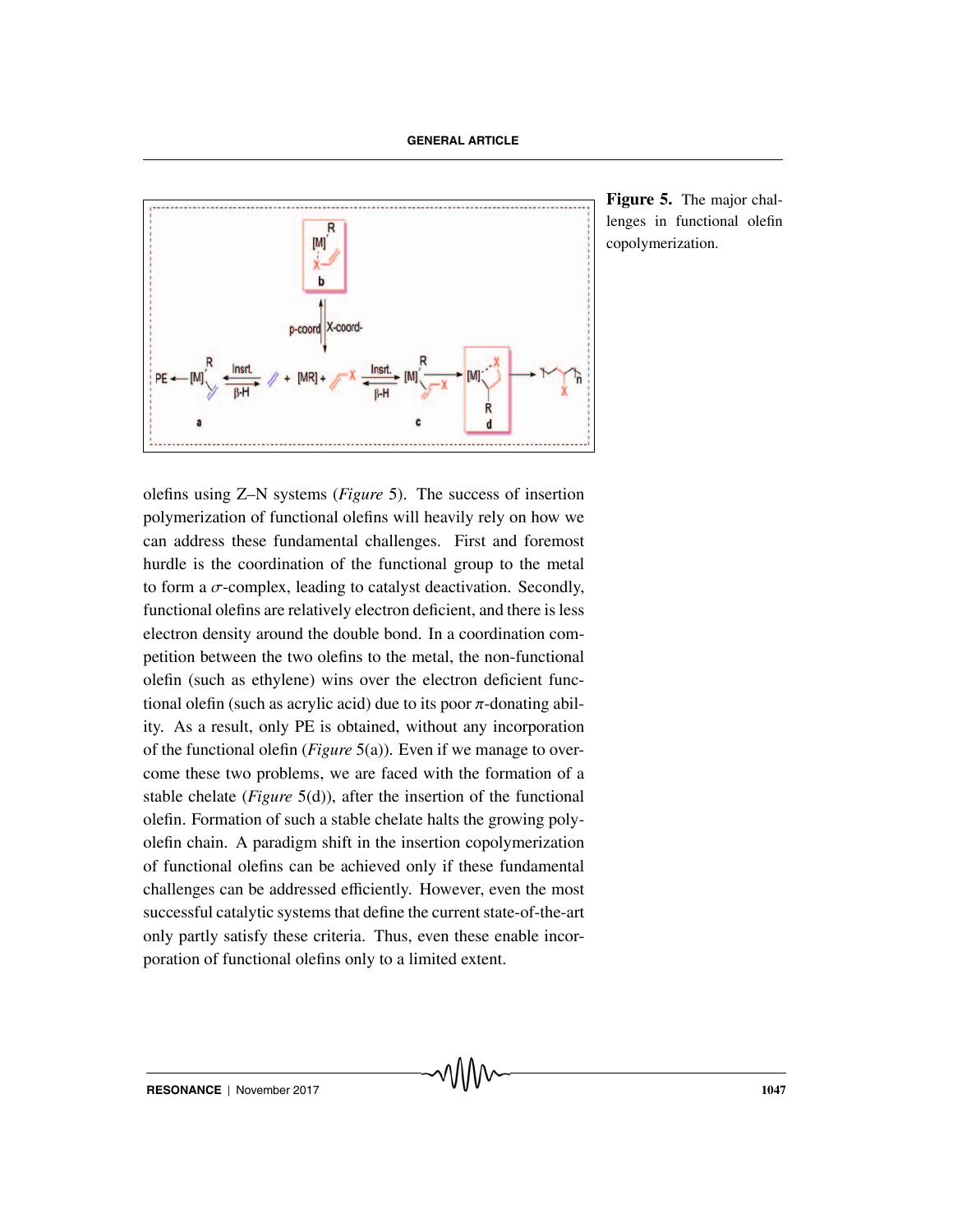**Figure 5.** The major challenges in functional olefin copolymerization.

olefins using Z–N systems (*Figure* 5). The success of insertion polymerization of functional olefins will heavily rely on how we can address these fundamental challenges. First and foremost hurdle is the coordination of the functional group to the metal to form a $\sigma$-complex, leading to catalyst deactivation. Secondly, functional olefins are relatively electron deficient, and there is less electron density around the double bond. In a coordination competition between the two olefins to the metal, the non-functional olefin (such as ethylene) wins over the electron deficient functional olefin (such as acrylic acid) due to its poor $\pi$-donating ability. As a result, only PE is obtained, without any incorporation of the functional olefin (*Figure* 5(a)). Even if we manage to overcome these two problems, we are faced with the formation of a stable chelate (*Figure* 5(d)), after the insertion of the functional olefin. Formation of such a stable chelate halts the growing polyolefin chain. A paradigm shift in the insertion copolymerization of functional olefins can be achieved only if these fundamental challenges can be addressed efficiently. However, even the most successful catalytic systems that define the current state-of-the-art only partly satisfy these criteria. Thus, even these enable incorporation of functional olefins only to a limited extent.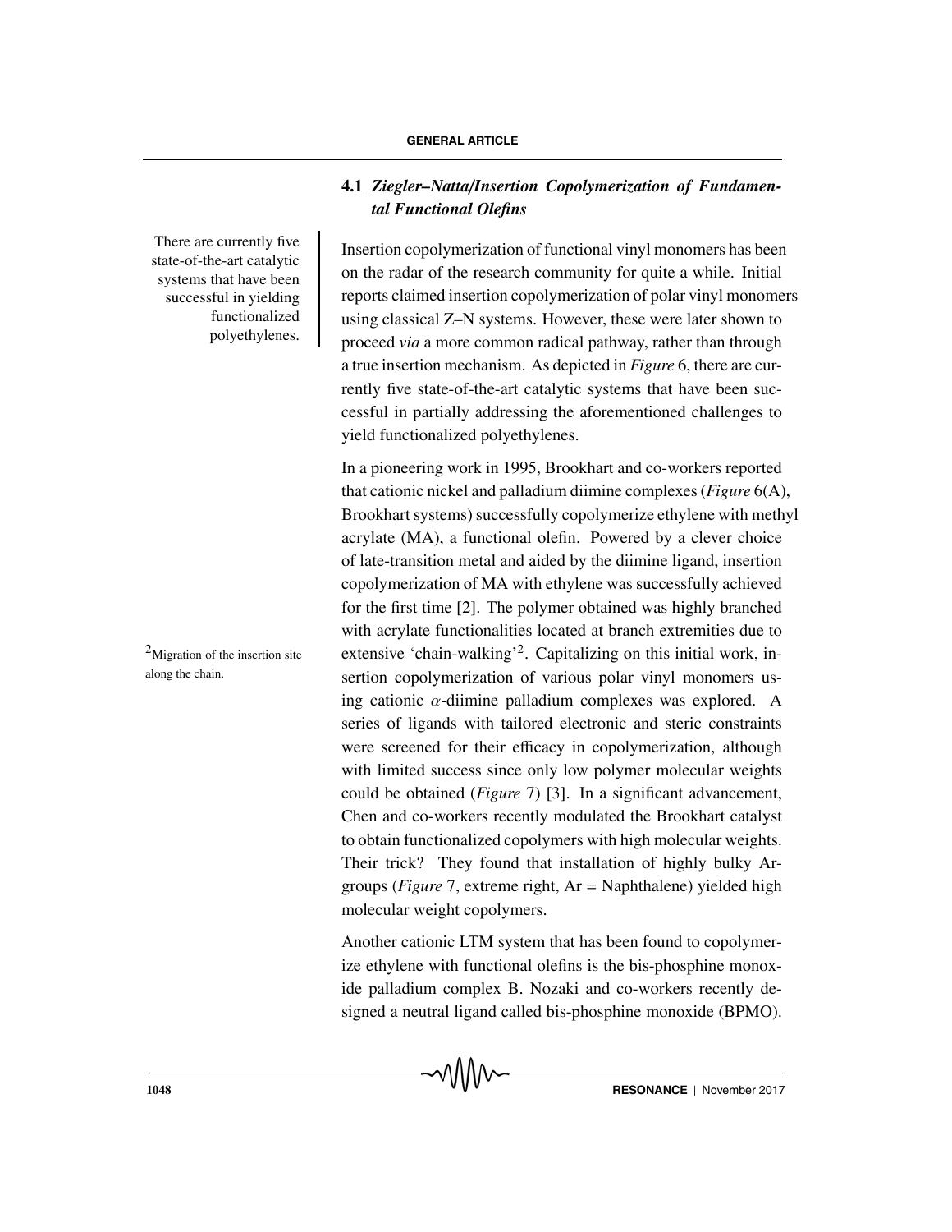### 4.1 *Ziegler–Natta/Insertion Copolymerization of Fundamental Functional Olefins*

There are currently five state-of-the-art catalytic systems that have been successful in yielding functionalized polyethylenes.

Insertion copolymerization of functional vinyl monomers has been on the radar of the research community for quite a while. Initial reports claimed insertion copolymerization of polar vinyl monomers using classical Z–N systems. However, these were later shown to proceed *via* a more common radical pathway, rather than through a true insertion mechanism. As depicted in *Figure* 6, there are currently five state-of-the-art catalytic systems that have been successful in partially addressing the aforementioned challenges to yield functionalized polyethylenes.

In a pioneering work in 1995, Brookhart and co-workers reported that cationic nickel and palladium diimine complexes (*Figure* 6(A), Brookhart systems) successfully copolymerize ethylene with methyl acrylate (MA), a functional olefin. Powered by a clever choice of late-transition metal and aided by the diimine ligand, insertion copolymerization of MA with ethylene was successfully achieved for the first time [2]. The polymer obtained was highly branched with acrylate functionalities located at branch extremities due to extensive 'chain-walking'[2]. Capitalizing on this initial work, insertion copolymerization of various polar vinyl monomers using cationic $\alpha$-diimine palladium complexes was explored. A series of ligands with tailored electronic and steric constraints were screened for their efficacy in copolymerization, although with limited success since only low polymer molecular weights could be obtained (*Figure* 7) [3]. In a significant advancement, Chen and co-workers recently modulated the Brookhart catalyst to obtain functionalized copolymers with high molecular weights. Their trick? They found that installation of highly bulky Ar-groups (*Figure* 7, extreme right, Ar = Naphthalene) yielded high molecular weight copolymers.

[2] Migration of the insertion site along the chain.

Another cationic LTM system that has been found to copolymerize ethylene with functional olefins is the bis-phosphine monoxide palladium complex B. Nozaki and co-workers recently designed a neutral ligand called bis-phosphine monoxide (BPMO).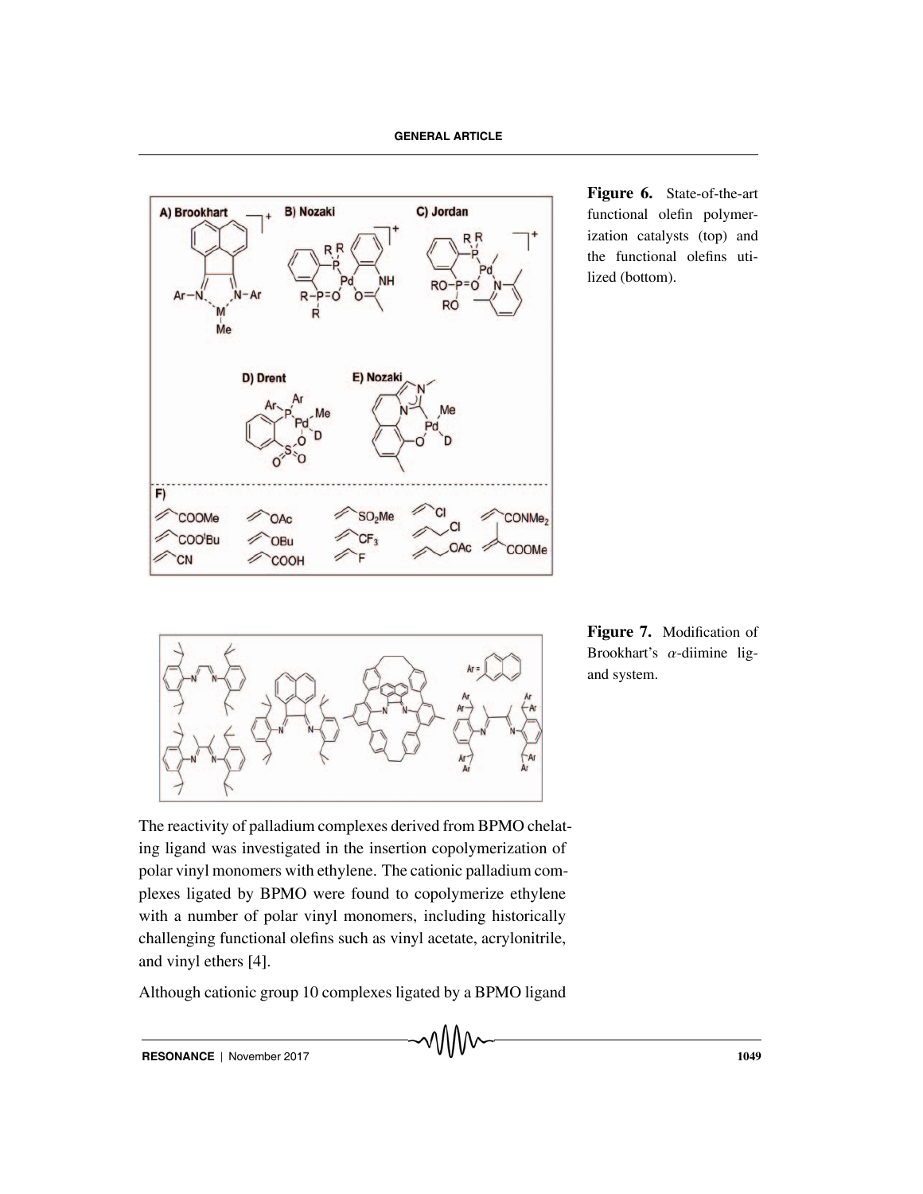Figure 6. State-of-the-art functional olefin polymerization catalysts (top) and the functional olefins utilized (bottom).

Figure 7. Modification of Brookhart's $\alpha$-diimine ligand system.

The reactivity of palladium complexes derived from BPMO chelating ligand was investigated in the insertion copolymerization of polar vinyl monomers with ethylene. The cationic palladium complexes ligated by BPMO were found to copolymerize ethylene with a number of polar vinyl monomers, including historically challenging functional olefins such as vinyl acetate, acrylonitrile, and vinyl ethers [4].

Although cationic group 10 complexes ligated by a BPMO ligand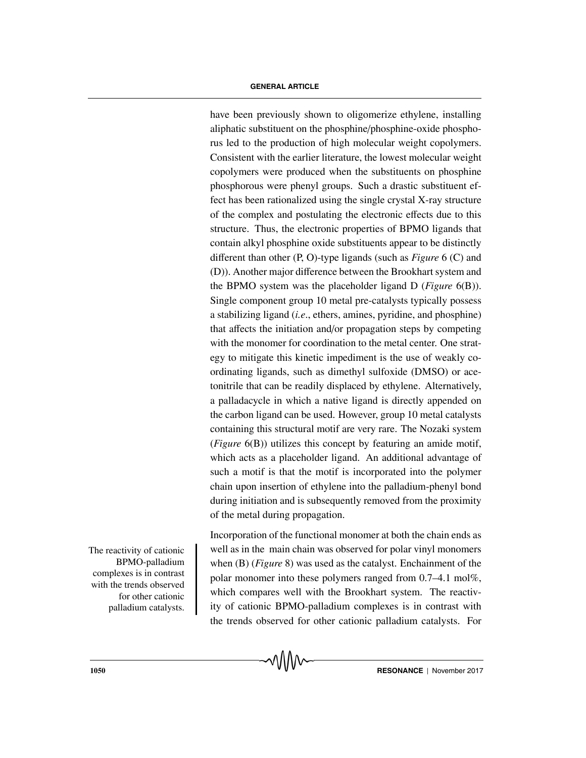have been previously shown to oligomerize ethylene, installing aliphatic substituent on the phosphine/phosphine-oxide phosphorus led to the production of high molecular weight copolymers. Consistent with the earlier literature, the lowest molecular weight copolymers were produced when the substituents on phosphine phosphorous were phenyl groups. Such a drastic substituent effect has been rationalized using the single crystal X-ray structure of the complex and postulating the electronic effects due to this structure. Thus, the electronic properties of BPMO ligands that contain alkyl phosphine oxide substituents appear to be distinctly different than other (P, O)-type ligands (such as *Figure* 6 (C) and (D)). Another major difference between the Brookhart system and the BPMO system was the placeholder ligand D (*Figure* 6(B)). Single component group 10 metal pre-catalysts typically possess a stabilizing ligand (*i.e.*, ethers, amines, pyridine, and phosphine) that affects the initiation and/or propagation steps by competing with the monomer for coordination to the metal center. One strategy to mitigate this kinetic impediment is the use of weakly coordinating ligands, such as dimethyl sulfoxide (DMSO) or acetonitrile that can be readily displaced by ethylene. Alternatively, a palladacycle in which a native ligand is directly appended on the carbon ligand can be used. However, group 10 metal catalysts containing this structural motif are very rare. The Nozaki system (*Figure* 6(B)) utilizes this concept by featuring an amide motif, which acts as a placeholder ligand. An additional advantage of such a motif is that the motif is incorporated into the polymer chain upon insertion of ethylene into the palladium-phenyl bond during initiation and is subsequently removed from the proximity of the metal during propagation.

The reactivity of cationic BPMO-palladium complexes is in contrast with the trends observed for other cationic palladium catalysts.

Incorporation of the functional monomer at both the chain ends as well as in the main chain was observed for polar vinyl monomers when (B) (*Figure* 8) was used as the catalyst. Enchainment of the polar monomer into these polymers ranged from 0.7–4.1 mol%, which compares well with the Brookhart system. The reactivity of cationic BPMO-palladium complexes is in contrast with the trends observed for other cationic palladium catalysts. For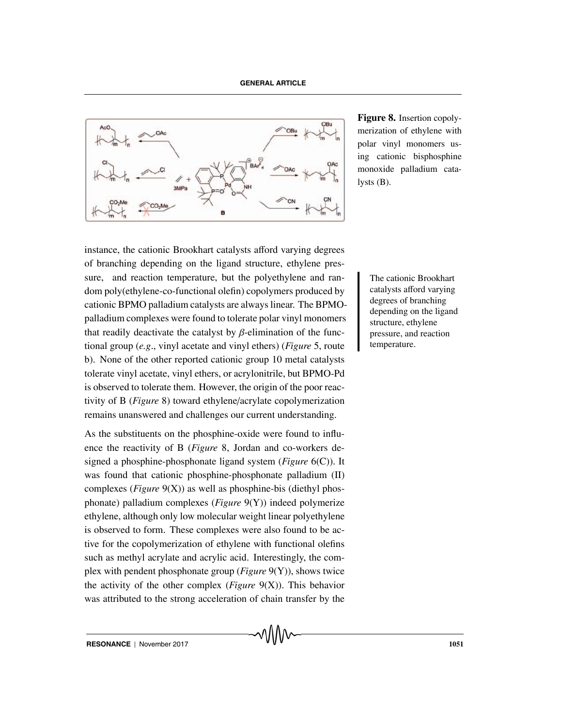Figure 8. Insertion copolymerization of ethylene with polar vinyl monomers using cationic bisphosphine monoxide palladium catalysts (B).

instance, the cationic Brookhart catalysts afford varying degrees of branching depending on the ligand structure, ethylene pressure, and reaction temperature, but the polyethylene and random poly(ethylene-co-functional olefin) copolymers produced by cationic BPMO palladium catalysts are always linear. The BPMO-palladium complexes were found to tolerate polar vinyl monomers that readily deactivate the catalyst by $\beta$-elimination of the functional group (*e.g*., vinyl acetate and vinyl ethers) (*Figure* 5, route b). None of the other reported cationic group 10 metal catalysts tolerate vinyl acetate, vinyl ethers, or acrylonitrile, but BPMO-Pd is observed to tolerate them. However, the origin of the poor reactivity of B (*Figure* 8) toward ethylene/acrylate copolymerization remains unanswered and challenges our current understanding.

> The cationic Brookhart catalysts afford varying degrees of branching depending on the ligand structure, ethylene pressure, and reaction temperature.

As the substituents on the phosphine-oxide were found to influence the reactivity of B (*Figure* 8, Jordan and co-workers designed a phosphine-phosphonate ligand system (*Figure* 6(C)). It was found that cationic phosphine-phosphonate palladium (II) complexes (*Figure* 9(X)) as well as phosphine-bis (diethyl phosphonate) palladium complexes (*Figure* 9(Y)) indeed polymerize ethylene, although only low molecular weight linear polyethylene is observed to form. These complexes were also found to be active for the copolymerization of ethylene with functional olefins such as methyl acrylate and acrylic acid. Interestingly, the complex with pendent phosphonate group (*Figure* 9(Y)), shows twice the activity of the other complex (*Figure* 9(X)). This behavior was attributed to the strong acceleration of chain transfer by the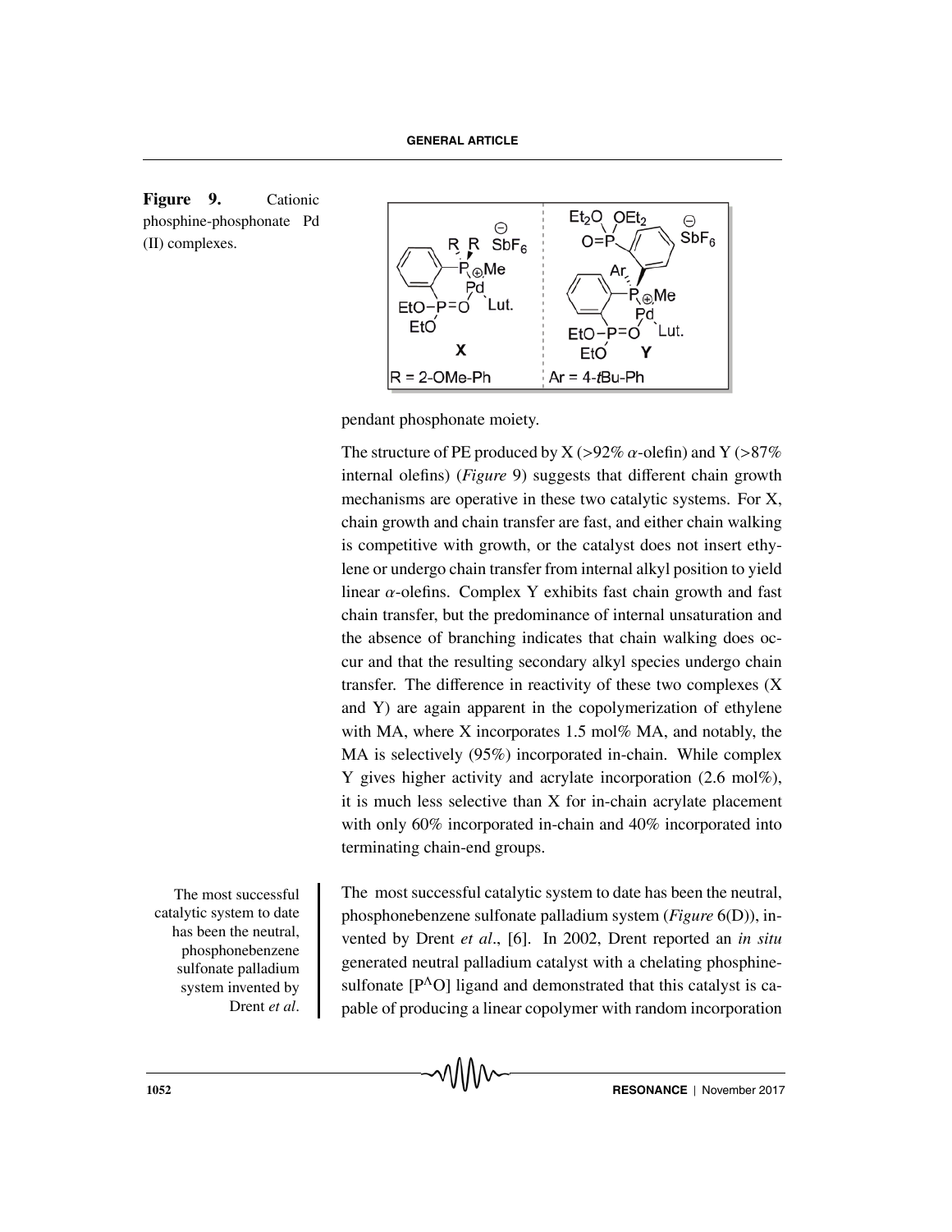**Figure 9.** Cationic phosphine-phosphonate Pd (II) complexes.

pendant phosphonate moiety.

The structure of PE produced by X (>92% $\alpha$-olefin) and Y (>87% internal olefins) (*Figure* 9) suggests that different chain growth mechanisms are operative in these two catalytic systems. For X, chain growth and chain transfer are fast, and either chain walking is competitive with growth, or the catalyst does not insert ethylene or undergo chain transfer from internal alkyl position to yield linear $\alpha$-olefins. Complex Y exhibits fast chain growth and fast chain transfer, but the predominance of internal unsaturation and the absence of branching indicates that chain walking does occur and that the resulting secondary alkyl species undergo chain transfer. The difference in reactivity of these two complexes (X and Y) are again apparent in the copolymerization of ethylene with MA, where X incorporates 1.5 mol% MA, and notably, the MA is selectively (95%) incorporated in-chain. While complex Y gives higher activity and acrylate incorporation (2.6 mol%), it is much less selective than X for in-chain acrylate placement with only 60% incorporated in-chain and 40% incorporated into terminating chain-end groups.

The most successful catalytic system to date has been the neutral, phosphonebenzene sulfonate palladium system invented by Drent *et al*.

The most successful catalytic system to date has been the neutral, phosphonebenzene sulfonate palladium system (*Figure* 6(D)), invented by Drent *et al*., [6]. In 2002, Drent reported an *in situ* generated neutral palladium catalyst with a chelating phosphine-sulfonate [P^O] ligand and demonstrated that this catalyst is capable of producing a linear copolymer with random incorporation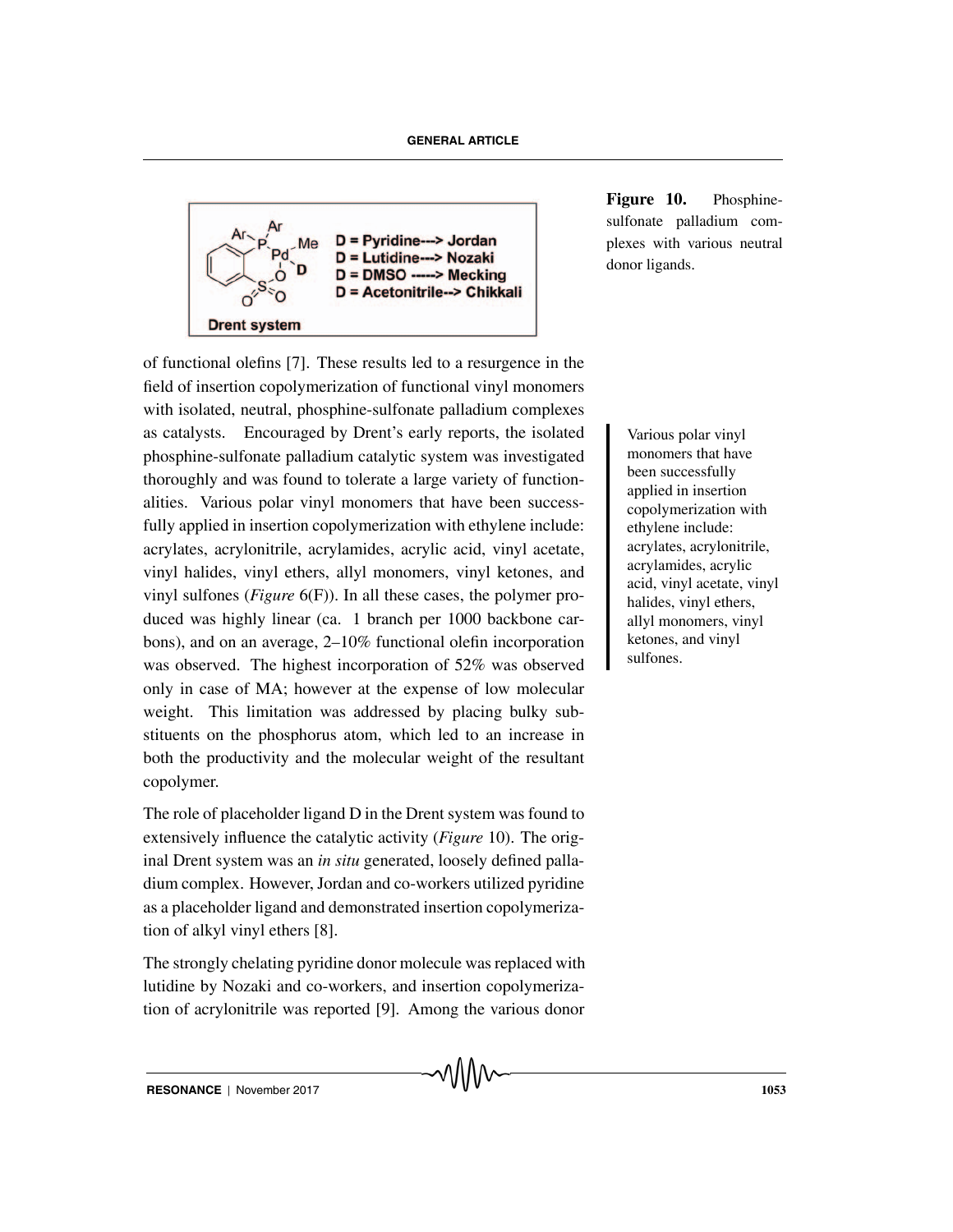Figure 10. Phosphine-sulfonate palladium complexes with various neutral donor ligands.

of functional olefins [7]. These results led to a resurgence in the field of insertion copolymerization of functional vinyl monomers with isolated, neutral, phosphine-sulfonate palladium complexes as catalysts. Encouraged by Drent's early reports, the isolated phosphine-sulfonate palladium catalytic system was investigated thoroughly and was found to tolerate a large variety of functionalities. Various polar vinyl monomers that have been successfully applied in insertion copolymerization with ethylene include: acrylates, acrylonitrile, acrylamides, acrylic acid, vinyl acetate, vinyl halides, vinyl ethers, allyl monomers, vinyl ketones, and vinyl sulfones (*Figure* 6(F)). In all these cases, the polymer produced was highly linear (ca. 1 branch per 1000 backbone carbons), and on an average, 2–10% functional olefin incorporation was observed. The highest incorporation of 52% was observed only in case of MA; however at the expense of low molecular weight. This limitation was addressed by placing bulky substituents on the phosphorus atom, which led to an increase in both the productivity and the molecular weight of the resultant copolymer.

> Various polar vinyl monomers that have been successfully applied in insertion copolymerization with ethylene include: acrylates, acrylonitrile, acrylamides, acrylic acid, vinyl acetate, vinyl halides, vinyl ethers, allyl monomers, vinyl ketones, and vinyl sulfones.

The role of placeholder ligand D in the Drent system was found to extensively influence the catalytic activity (*Figure* 10). The original Drent system was an *in situ* generated, loosely defined palladium complex. However, Jordan and co-workers utilized pyridine as a placeholder ligand and demonstrated insertion copolymerization of alkyl vinyl ethers [8].

The strongly chelating pyridine donor molecule was replaced with lutidine by Nozaki and co-workers, and insertion copolymerization of acrylonitrile was reported [9]. Among the various donor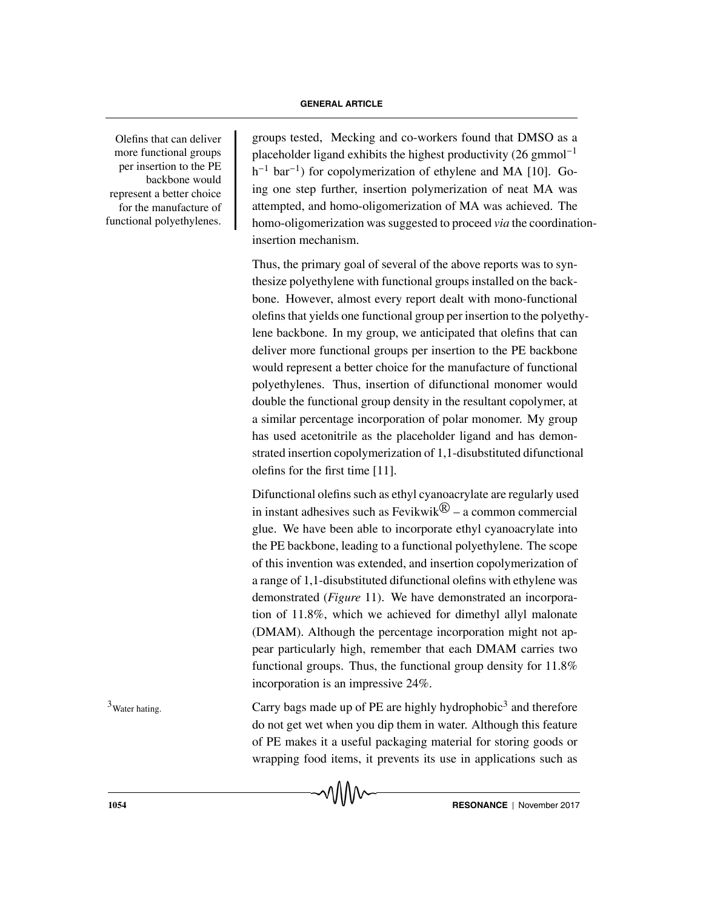Olefins that can deliver more functional groups per insertion to the PE backbone would represent a better choice for the manufacture of functional polyethylenes.

groups tested, Mecking and co-workers found that DMSO as a placeholder ligand exhibits the highest productivity (26 gmmol$^{-1}$ h$^{-1}$ bar$^{-1}$) for copolymerization of ethylene and MA [10]. Going one step further, insertion polymerization of neat MA was attempted, and homo-oligomerization of MA was achieved. The homo-oligomerization was suggested to proceed *via* the coordination-insertion mechanism.

Thus, the primary goal of several of the above reports was to synthesize polyethylene with functional groups installed on the backbone. However, almost every report dealt with mono-functional olefins that yields one functional group per insertion to the polyethylene backbone. In my group, we anticipated that olefins that can deliver more functional groups per insertion to the PE backbone would represent a better choice for the manufacture of functional polyethylenes. Thus, insertion of difunctional monomer would double the functional group density in the resultant copolymer, at a similar percentage incorporation of polar monomer. My group has used acetonitrile as the placeholder ligand and has demonstrated insertion copolymerization of 1,1-disubstituted difunctional olefins for the first time [11].

Difunctional olefins such as ethyl cyanoacrylate are regularly used in instant adhesives such as Fevikwik® – a common commercial glue. We have been able to incorporate ethyl cyanoacrylate into the PE backbone, leading to a functional polyethylene. The scope of this invention was extended, and insertion copolymerization of a range of 1,1-disubstituted difunctional olefins with ethylene was demonstrated (*Figure* 11). We have demonstrated an incorporation of 11.8%, which we achieved for dimethyl allyl malonate (DMAM). Although the percentage incorporation might not appear particularly high, remember that each DMAM carries two functional groups. Thus, the functional group density for 11.8% incorporation is an impressive 24%.

[3] Water hating.

Carry bags made up of PE are highly hydrophobic[3] and therefore do not get wet when you dip them in water. Although this feature of PE makes it a useful packaging material for storing goods or wrapping food items, it prevents its use in applications such as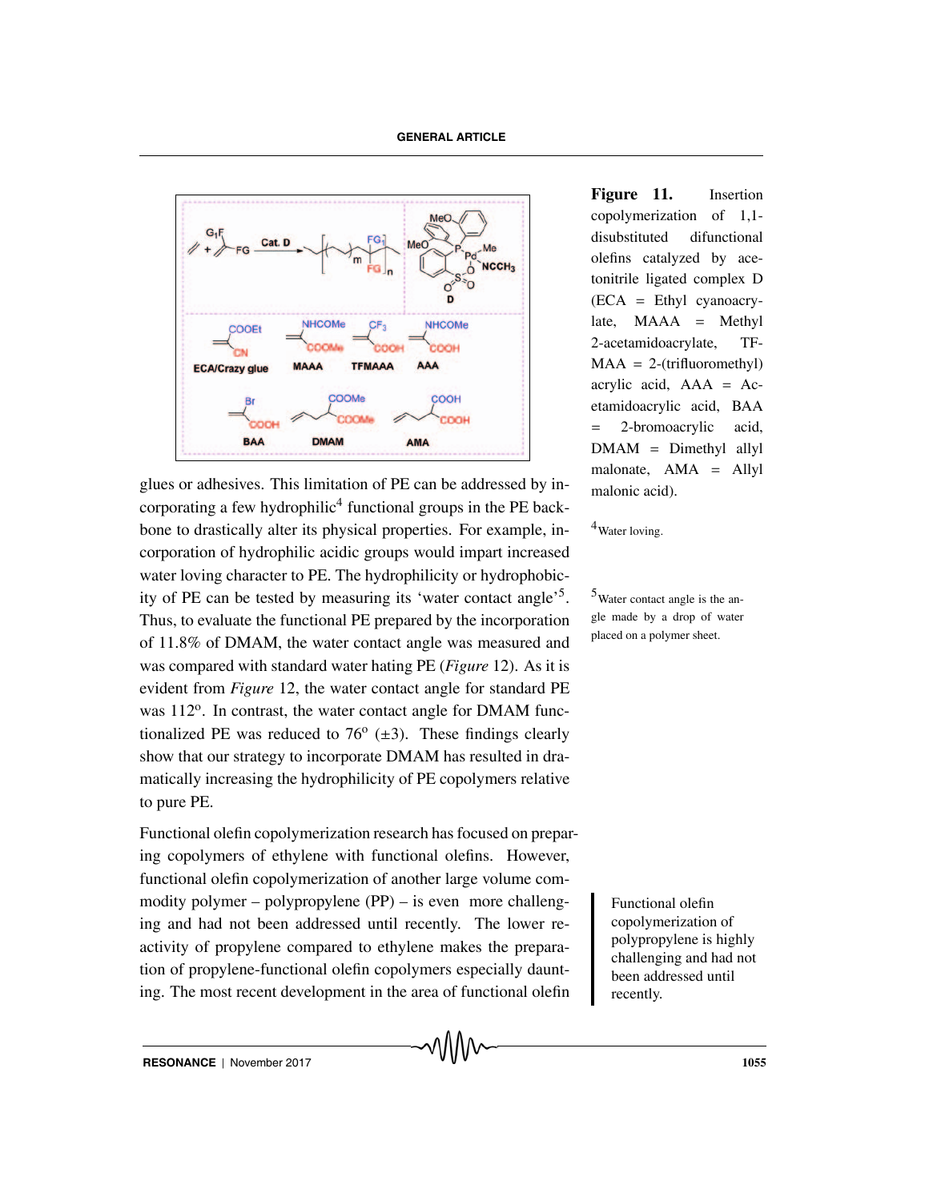glues or adhesives. This limitation of PE can be addressed by incorporating a few hydrophilic[4] functional groups in the PE backbone to drastically alter its physical properties. For example, incorporation of hydrophilic acidic groups would impart increased water loving character to PE. The hydrophilicity or hydrophobicity of PE can be tested by measuring its 'water contact angle'[5]. Thus, to evaluate the functional PE prepared by the incorporation of 11.8% of DMAM, the water contact angle was measured and was compared with standard water hating PE (*Figure* 12). As it is evident from *Figure* 12, the water contact angle for standard PE was 112°. In contrast, the water contact angle for DMAM functionalized PE was reduced to 76° (±3). These findings clearly show that our strategy to incorporate DMAM has resulted in dramatically increasing the hydrophilicity of PE copolymers relative to pure PE.

**Figure 11.** Insertion copolymerization of 1,1-disubstituted difunctional olefins catalyzed by acetonitrile ligated complex D (ECA = Ethyl cyanoacrylate, MAAA = Methyl 2-acetamidoacrylate, TFMAA = 2-(trifluoromethyl) acrylic acid, AAA = Acetamidoacrylic acid, BAA = 2-bromoacrylic acid, DMAM = Dimethyl allyl malonate, AMA = Allyl malonic acid).

[4] Water loving.

[5] Water contact angle is the angle made by a drop of water placed on a polymer sheet.

Functional olefin copolymerization research has focused on preparing copolymers of ethylene with functional olefins. However, functional olefin copolymerization of another large volume commodity polymer – polypropylene (PP) – is even more challenging and had not been addressed until recently. The lower reactivity of propylene compared to ethylene makes the preparation of propylene-functional olefin copolymers especially daunting. The most recent development in the area of functional olefin

> Functional olefin copolymerization of polypropylene is highly challenging and had not been addressed until recently.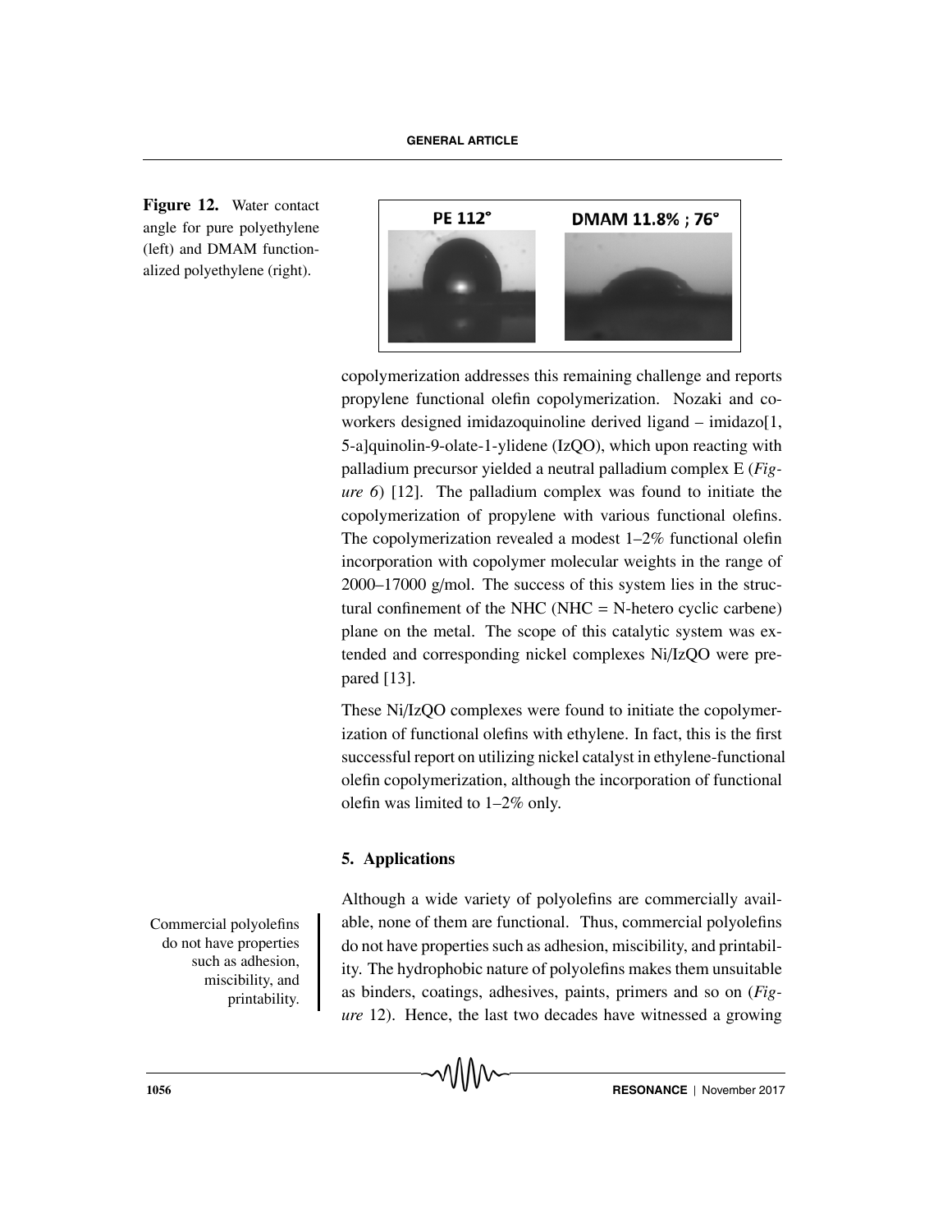**Figure 12.** Water contact angle for pure polyethylene (left) and DMAM functionalized polyethylene (right).

copolymerization addresses this remaining challenge and reports propylene functional olefin copolymerization. Nozaki and coworkers designed imidazoquinoline derived ligand – imidazo[1, 5-a]quinolin-9-olate-1-ylidene (IzQO), which upon reacting with palladium precursor yielded a neutral palladium complex E (*Figure 6*) [12]. The palladium complex was found to initiate the copolymerization of propylene with various functional olefins. The copolymerization revealed a modest 1–2% functional olefin incorporation with copolymer molecular weights in the range of 2000–17000 g/mol. The success of this system lies in the structural confinement of the NHC (NHC = N-hetero cyclic carbene) plane on the metal. The scope of this catalytic system was extended and corresponding nickel complexes Ni/IzQO were prepared [13].

These Ni/IzQO complexes were found to initiate the copolymerization of functional olefins with ethylene. In fact, this is the first successful report on utilizing nickel catalyst in ethylene-functional olefin copolymerization, although the incorporation of functional olefin was limited to 1–2% only.

## 5. Applications

Commercial polyolefins do not have properties such as adhesion, miscibility, and printability.

Although a wide variety of polyolefins are commercially available, none of them are functional. Thus, commercial polyolefins do not have properties such as adhesion, miscibility, and printability. The hydrophobic nature of polyolefins makes them unsuitable as binders, coatings, adhesives, paints, primers and so on (*Figure* 12). Hence, the last two decades have witnessed a growing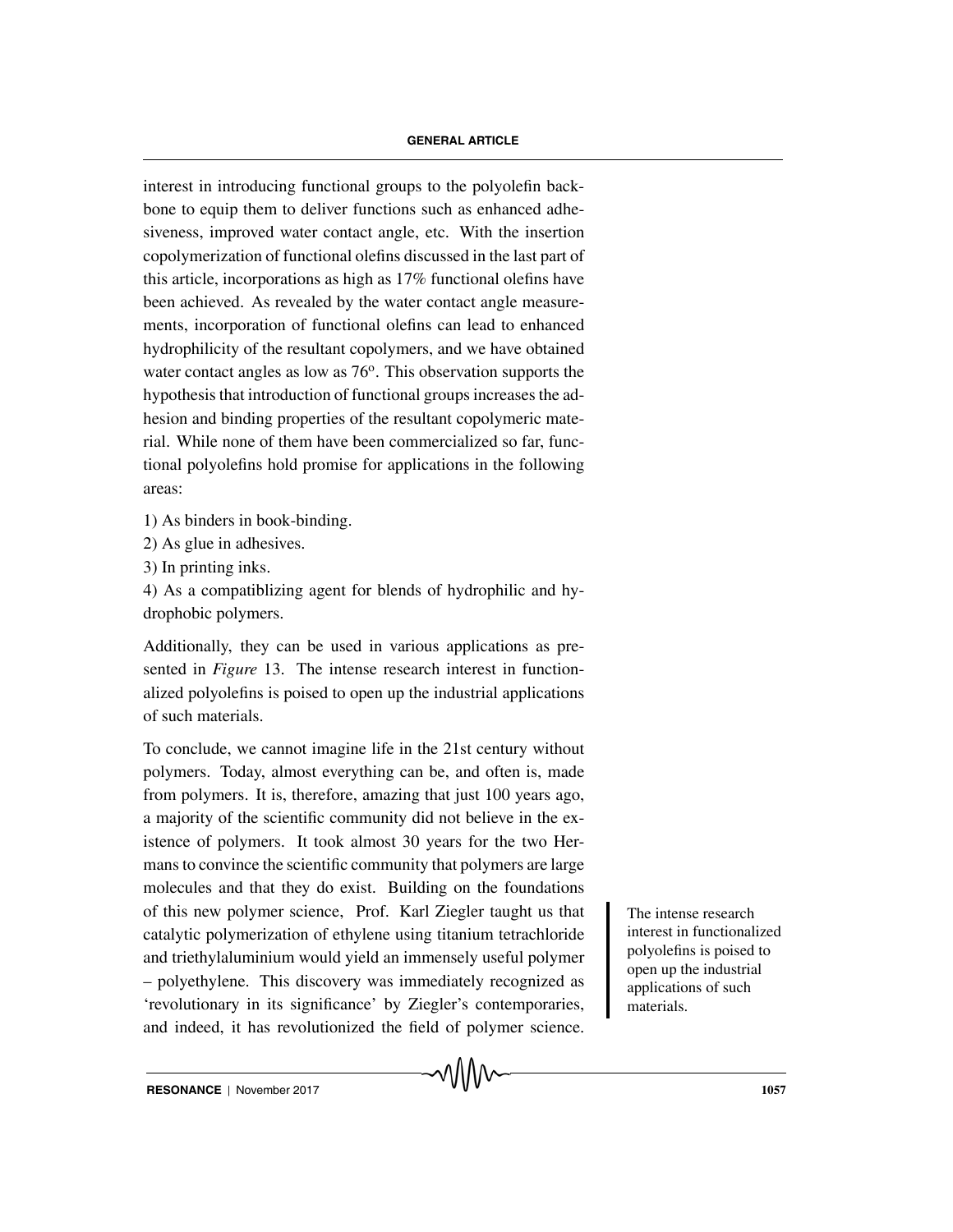interest in introducing functional groups to the polyolefin backbone to equip them to deliver functions such as enhanced adhesiveness, improved water contact angle, etc. With the insertion copolymerization of functional olefins discussed in the last part of this article, incorporations as high as 17% functional olefins have been achieved. As revealed by the water contact angle measurements, incorporation of functional olefins can lead to enhanced hydrophilicity of the resultant copolymers, and we have obtained water contact angles as low as 76$^{o}$. This observation supports the hypothesis that introduction of functional groups increases the adhesion and binding properties of the resultant copolymeric material. While none of them have been commercialized so far, functional polyolefins hold promise for applications in the following areas:

1) As binders in book-binding.
2) As glue in adhesives.
3) In printing inks.
4) As a compatiblizing agent for blends of hydrophilic and hydrophobic polymers.

Additionally, they can be used in various applications as presented in *Figure* 13. The intense research interest in functionalized polyolefins is poised to open up the industrial applications of such materials.

To conclude, we cannot imagine life in the 21st century without polymers. Today, almost everything can be, and often is, made from polymers. It is, therefore, amazing that just 100 years ago, a majority of the scientific community did not believe in the existence of polymers. It took almost 30 years for the two Hermans to convince the scientific community that polymers are large molecules and that they do exist. Building on the foundations of this new polymer science, Prof. Karl Ziegler taught us that catalytic polymerization of ethylene using titanium tetrachloride and triethylaluminium would yield an immensely useful polymer – polyethylene. This discovery was immediately recognized as 'revolutionary in its significance' by Ziegler's contemporaries, and indeed, it has revolutionized the field of polymer science.

The intense research interest in functionalized polyolefins is poised to open up the industrial applications of such materials.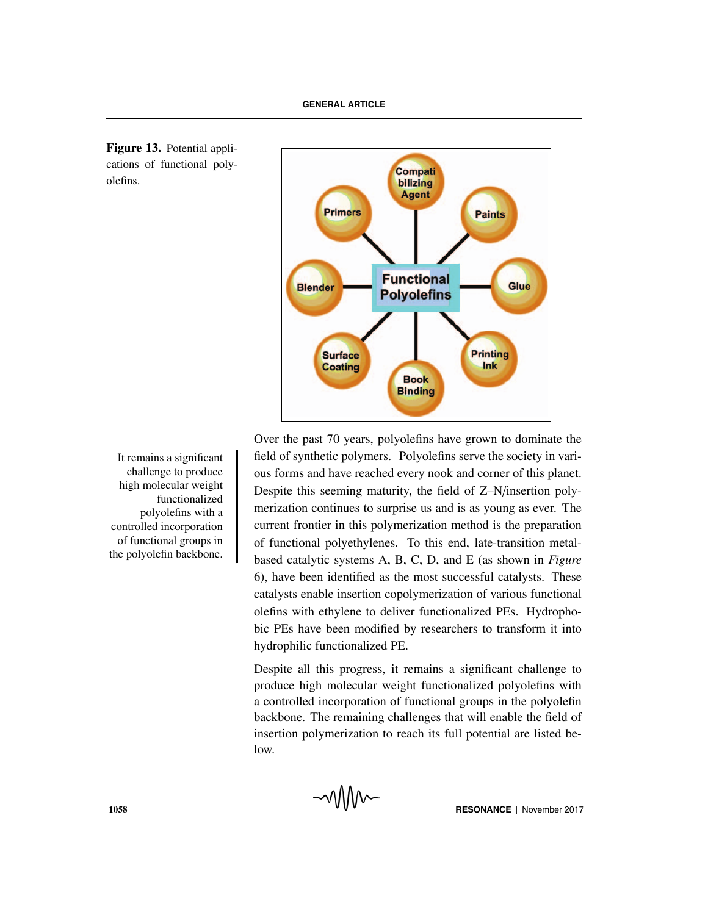**Figure 13.** Potential applications of functional polyolefins.

It remains a significant challenge to produce high molecular weight functionalized polyolefins with a controlled incorporation of functional groups in the polyolefin backbone.

Over the past 70 years, polyolefins have grown to dominate the field of synthetic polymers. Polyolefins serve the society in various forms and have reached every nook and corner of this planet. Despite this seeming maturity, the field of Z–N/insertion polymerization continues to surprise us and is as young as ever. The current frontier in this polymerization method is the preparation of functional polyethylenes. To this end, late-transition metal-based catalytic systems A, B, C, D, and E (as shown in *Figure* 6), have been identified as the most successful catalysts. These catalysts enable insertion copolymerization of various functional olefins with ethylene to deliver functionalized PEs. Hydrophobic PEs have been modified by researchers to transform it into hydrophilic functionalized PE.

Despite all this progress, it remains a significant challenge to produce high molecular weight functionalized polyolefins with a controlled incorporation of functional groups in the polyolefin backbone. The remaining challenges that will enable the field of insertion polymerization to reach its full potential are listed below.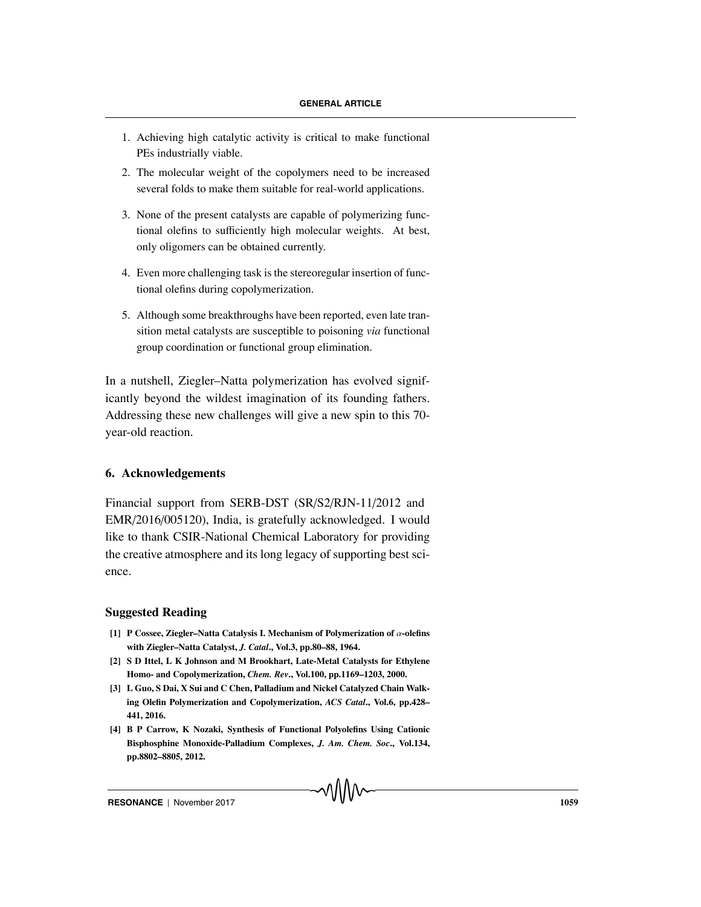1. Achieving high catalytic activity is critical to make functional PEs industrially viable.
2. The molecular weight of the copolymers need to be increased several folds to make them suitable for real-world applications.
3. None of the present catalysts are capable of polymerizing functional olefins to sufficiently high molecular weights. At best, only oligomers can be obtained currently.
4. Even more challenging task is the stereoregular insertion of functional olefins during copolymerization.
5. Although some breakthroughs have been reported, even late transition metal catalysts are susceptible to poisoning *via* functional group coordination or functional group elimination.

In a nutshell, Ziegler–Natta polymerization has evolved significantly beyond the wildest imagination of its founding fathers. Addressing these new challenges will give a new spin to this 70-year-old reaction.

## 6. Acknowledgements

Financial support from SERB-DST (SR/S2/RJN-11/2012 and EMR/2016/005120), India, is gratefully acknowledged. I would like to thank CSIR-National Chemical Laboratory for providing the creative atmosphere and its long legacy of supporting best science.

## Suggested Reading

**[1] P Cossee, Ziegler–Natta Catalysis I. Mechanism of Polymerization of $\alpha$-olefins with Ziegler–Natta Catalyst, *J. Catal*., Vol.3, pp.80–88, 1964.**

**[2] S D Ittel, L K Johnson and M Brookhart, Late-Metal Catalysts for Ethylene Homo- and Copolymerization, *Chem. Rev*., Vol.100, pp.1169–1203, 2000.**

**[3] L Guo, S Dai, X Sui and C Chen, Palladium and Nickel Catalyzed Chain Walking Olefin Polymerization and Copolymerization, *ACS Catal*., Vol.6, pp.428–441, 2016.**

**[4] B P Carrow, K Nozaki, Synthesis of Functional Polyolefins Using Cationic Bisphosphine Monoxide-Palladium Complexes, *J. Am. Chem. Soc*., Vol.134, pp.8802–8805, 2012.**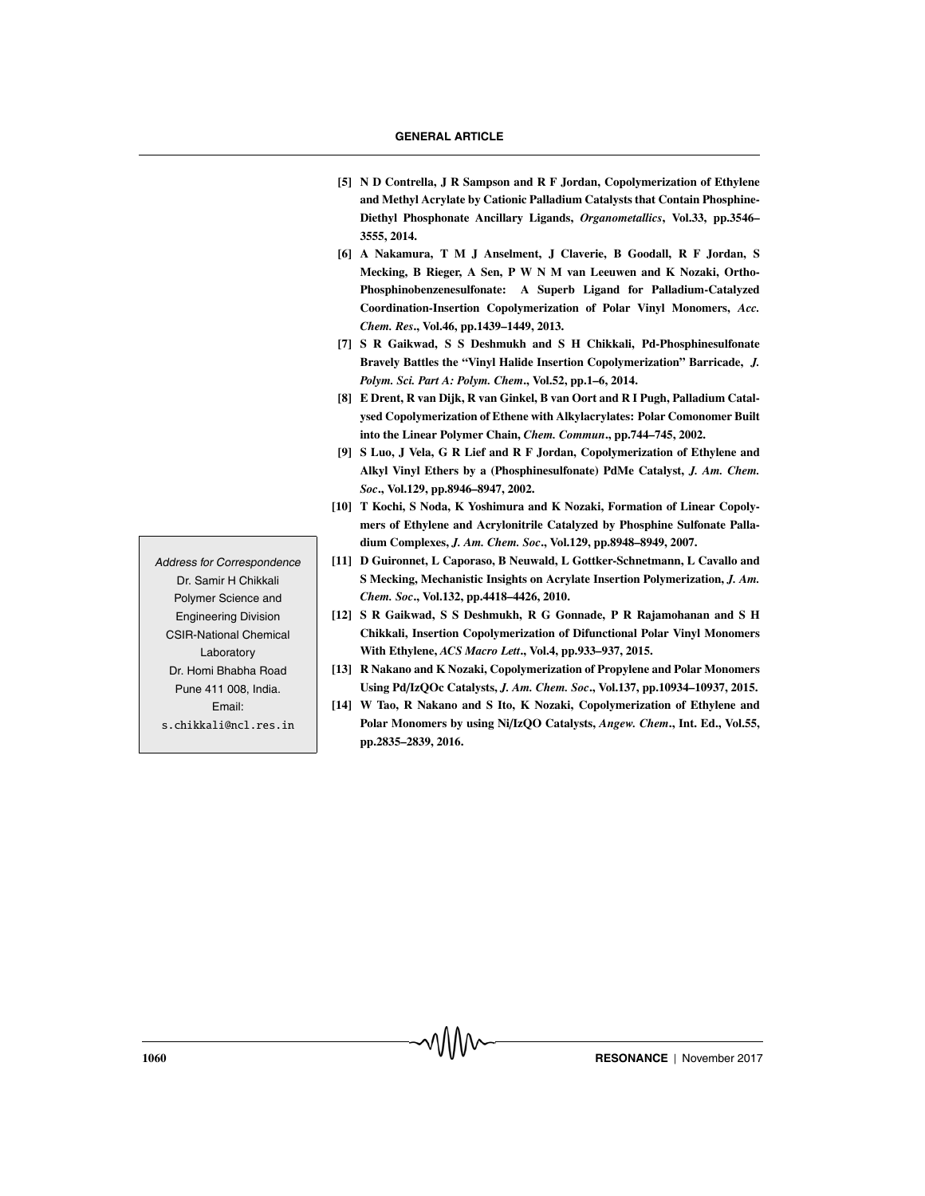**[5] N D Contrella, J R Sampson and R F Jordan, Copolymerization of Ethylene and Methyl Acrylate by Cationic Palladium Catalysts that Contain Phosphine-Diethyl Phosphonate Ancillary Ligands, *Organometallics*, Vol.33, pp.3546–3555, 2014.**

**[6] A Nakamura, T M J Anselment, J Claverie, B Goodall, R F Jordan, S Mecking, B Rieger, A Sen, P W N M van Leeuwen and K Nozaki, Ortho-Phosphinobenzenesulfonate: A Superb Ligand for Palladium-Catalyzed Coordination-Insertion Copolymerization of Polar Vinyl Monomers, *Acc. Chem. Res*., Vol.46, pp.1439–1449, 2013.**

**[7] S R Gaikwad, S S Deshmukh and S H Chikkali, Pd-Phosphinesulfonate Bravely Battles the "Vinyl Halide Insertion Copolymerization" Barricade, *J. Polym. Sci. Part A: Polym. Chem*., Vol.52, pp.1–6, 2014.**

**[8] E Drent, R van Dijk, R van Ginkel, B van Oort and R I Pugh, Palladium Catalysed Copolymerization of Ethene with Alkylacrylates: Polar Comonomer Built into the Linear Polymer Chain, *Chem. Commun*., pp.744–745, 2002.**

**[9] S Luo, J Vela, G R Lief and R F Jordan, Copolymerization of Ethylene and Alkyl Vinyl Ethers by a (Phosphinesulfonate) PdMe Catalyst, *J. Am. Chem. Soc*., Vol.129, pp.8946–8947, 2002.**

**[10] T Kochi, S Noda, K Yoshimura and K Nozaki, Formation of Linear Copolymers of Ethylene and Acrylonitrile Catalyzed by Phosphine Sulfonate Palladium Complexes, *J. Am. Chem. Soc*., Vol.129, pp.8948–8949, 2007.**

**[11] D Guironnet, L Caporaso, B Neuwald, L Gottker-Schnetmann, L Cavallo and S Mecking, Mechanistic Insights on Acrylate Insertion Polymerization, *J. Am. Chem. Soc*., Vol.132, pp.4418–4426, 2010.**

**[12] S R Gaikwad, S S Deshmukh, R G Gonnade, P R Rajamohanan and S H Chikkali, Insertion Copolymerization of Difunctional Polar Vinyl Monomers With Ethylene, *ACS Macro Lett*., Vol.4, pp.933–937, 2015.**

**[13] R Nakano and K Nozaki, Copolymerization of Propylene and Polar Monomers Using Pd/IzQOc Catalysts, *J. Am. Chem. Soc*., Vol.137, pp.10934–10937, 2015.**

**[14] W Tao, R Nakano and S Ito, K Nozaki, Copolymerization of Ethylene and Polar Monomers by using Ni/IzQO Catalysts, *Angew. Chem*., Int. Ed., Vol.55, pp.2835–2839, 2016.**

*Address for Correspondence*
Dr. Samir H Chikkali
Polymer Science and Engineering Division
CSIR-National Chemical Laboratory
Dr. Homi Bhabha Road
Pune 411 008, India.
Email:
s.chikkali@ncl.res.in